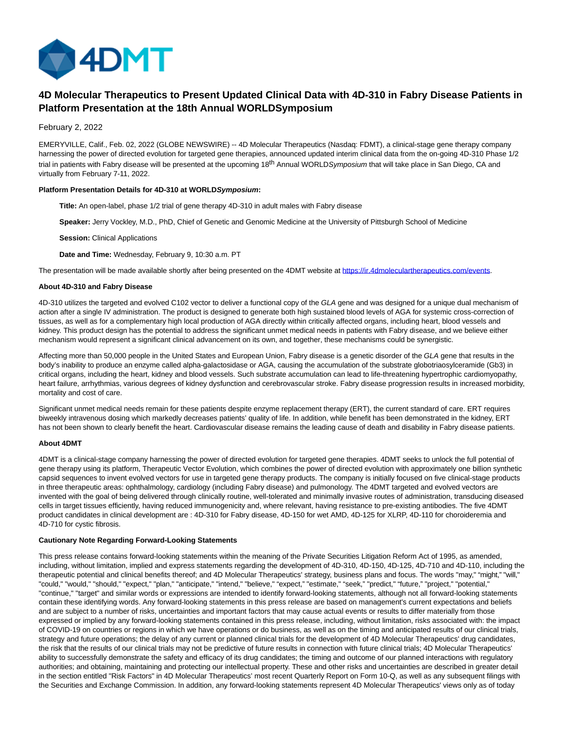# 4D Molecular Therapeutics to Present Updated Clinical Data with 4D-310 in Fabry Disease Patients in Platform Presentation at the 18th Annual WORLDSymposium

February 2, 2022

EMERYVILLE, Calif., Feb. 02, 2022 (GLOBE NEWSWIRE) -- 4D Molecular Therapeutics (Nasdaq: FDMT), a clinical-stage gene therapy company harnessing the power of directed evolution for targeted gene therapies, announced updated interim clinical data from the on-going 4D-310 Phase 1/2 trial in patients with Fabry disease will be presented at the upcoming 18th Annual WORLD*Symposium* that will take place in San Diego, CA and virtually from February 7-11, 2022.

**Platform Presentation Details for 4D-310 at WORLD*Symposium*:**

**Title:** An open-label, phase 1/2 trial of gene therapy 4D-310 in adult males with Fabry disease

**Speaker:** Jerry Vockley, M.D., PhD, Chief of Genetic and Genomic Medicine at the University of Pittsburgh School of Medicine

**Session:** Clinical Applications

**Date and Time:** Wednesday, February 9, 10:30 a.m. PT

The presentation will be made available shortly after being presented on the 4DMT website at https://ir.4dmoleculartherapeutics.com/events.

**About 4D-310 and Fabry Disease**

4D-310 utilizes the targeted and evolved C102 vector to deliver a functional copy of the *GLA* gene and was designed for a unique dual mechanism of action after a single IV administration. The product is designed to generate both high sustained blood levels of AGA for systemic cross-correction of tissues, as well as for a complementary high local production of AGA directly within critically affected organs, including heart, blood vessels and kidney. This product design has the potential to address the significant unmet medical needs in patients with Fabry disease, and we believe either mechanism would represent a significant clinical advancement on its own, and together, these mechanisms could be synergistic.

Affecting more than 50,000 people in the United States and European Union, Fabry disease is a genetic disorder of the *GLA* gene that results in the body's inability to produce an enzyme called alpha-galactosidase or AGA, causing the accumulation of the substrate globotriaosylceramide (Gb3) in critical organs, including the heart, kidney and blood vessels. Such substrate accumulation can lead to life-threatening hypertrophic cardiomyopathy, heart failure, arrhythmias, various degrees of kidney dysfunction and cerebrovascular stroke. Fabry disease progression results in increased morbidity, mortality and cost of care.

Significant unmet medical needs remain for these patients despite enzyme replacement therapy (ERT), the current standard of care. ERT requires biweekly intravenous dosing which markedly decreases patients' quality of life. In addition, while benefit has been demonstrated in the kidney, ERT has not been shown to clearly benefit the heart. Cardiovascular disease remains the leading cause of death and disability in Fabry disease patients.

**About 4DMT**

4DMT is a clinical-stage company harnessing the power of directed evolution for targeted gene therapies. 4DMT seeks to unlock the full potential of gene therapy using its platform, Therapeutic Vector Evolution, which combines the power of directed evolution with approximately one billion synthetic capsid sequences to invent evolved vectors for use in targeted gene therapy products. The company is initially focused on five clinical-stage products in three therapeutic areas: ophthalmology, cardiology (including Fabry disease) and pulmonology. The 4DMT targeted and evolved vectors are invented with the goal of being delivered through clinically routine, well-tolerated and minimally invasive routes of administration, transducing diseased cells in target tissues efficiently, having reduced immunogenicity and, where relevant, having resistance to pre-existing antibodies. The five 4DMT product candidates in clinical development are : 4D-310 for Fabry disease, 4D-150 for wet AMD, 4D-125 for XLRP, 4D-110 for choroideremia and 4D-710 for cystic fibrosis.

**Cautionary Note Regarding Forward-Looking Statements**

This press release contains forward-looking statements within the meaning of the Private Securities Litigation Reform Act of 1995, as amended, including, without limitation, implied and express statements regarding the development of 4D-310, 4D-150, 4D-125, 4D-710 and 4D-110, including the therapeutic potential and clinical benefits thereof; and 4D Molecular Therapeutics' strategy, business plans and focus. The words "may," "might," "will," "could," "would," "should," "expect," "plan," "anticipate," "intend," "believe," "expect," "estimate," "seek," "predict," "future," "project," "potential," "continue," "target" and similar words or expressions are intended to identify forward-looking statements, although not all forward-looking statements contain these identifying words. Any forward-looking statements in this press release are based on management's current expectations and beliefs and are subject to a number of risks, uncertainties and important factors that may cause actual events or results to differ materially from those expressed or implied by any forward-looking statements contained in this press release, including, without limitation, risks associated with: the impact of COVID-19 on countries or regions in which we have operations or do business, as well as on the timing and anticipated results of our clinical trials, strategy and future operations; the delay of any current or planned clinical trials for the development of 4D Molecular Therapeutics' drug candidates, the risk that the results of our clinical trials may not be predictive of future results in connection with future clinical trials; 4D Molecular Therapeutics' ability to successfully demonstrate the safety and efficacy of its drug candidates; the timing and outcome of our planned interactions with regulatory authorities; and obtaining, maintaining and protecting our intellectual property. These and other risks and uncertainties are described in greater detail in the section entitled "Risk Factors" in 4D Molecular Therapeutics' most recent Quarterly Report on Form 10-Q, as well as any subsequent filings with the Securities and Exchange Commission. In addition, any forward-looking statements represent 4D Molecular Therapeutics' views only as of today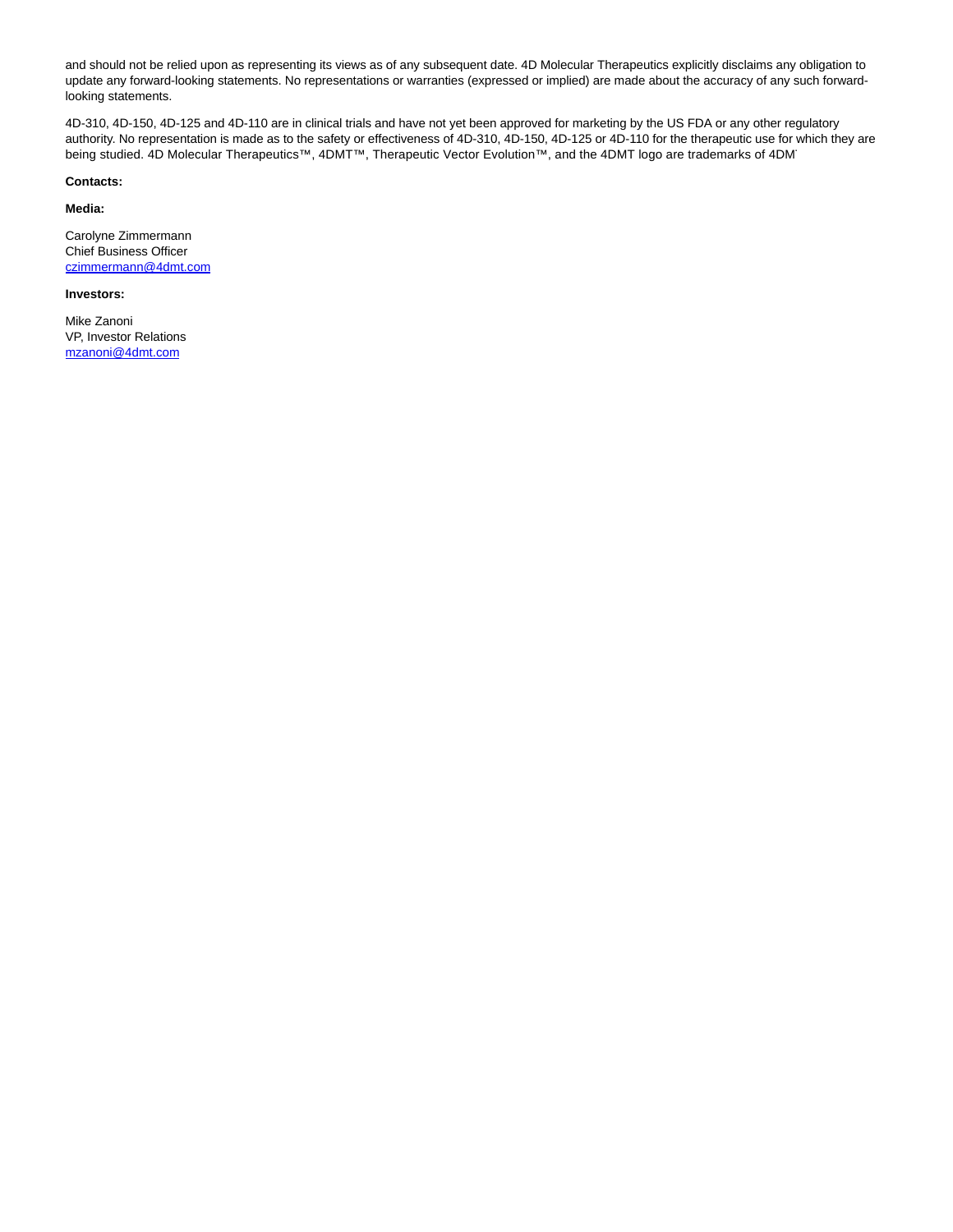and should not be relied upon as representing its views as of any subsequent date. 4D Molecular Therapeutics explicitly disclaims any obligation to update any forward-looking statements. No representations or warranties (expressed or implied) are made about the accuracy of any such forward-looking statements.

4D-310, 4D-150, 4D-125 and 4D-110 are in clinical trials and have not yet been approved for marketing by the US FDA or any other regulatory authority. No representation is made as to the safety or effectiveness of 4D-310, 4D-150, 4D-125 or 4D-110 for the therapeutic use for which they are being studied. 4D Molecular Therapeutics™, 4DMT™, Therapeutic Vector Evolution™, and the 4DMT logo are trademarks of 4DM

**Contacts:**

**Media:**

Carolyne Zimmermann
Chief Business Officer
czimmermann@4dmt.com

**Investors:**

Mike Zanoni
VP, Investor Relations
mzanoni@4dmt.com